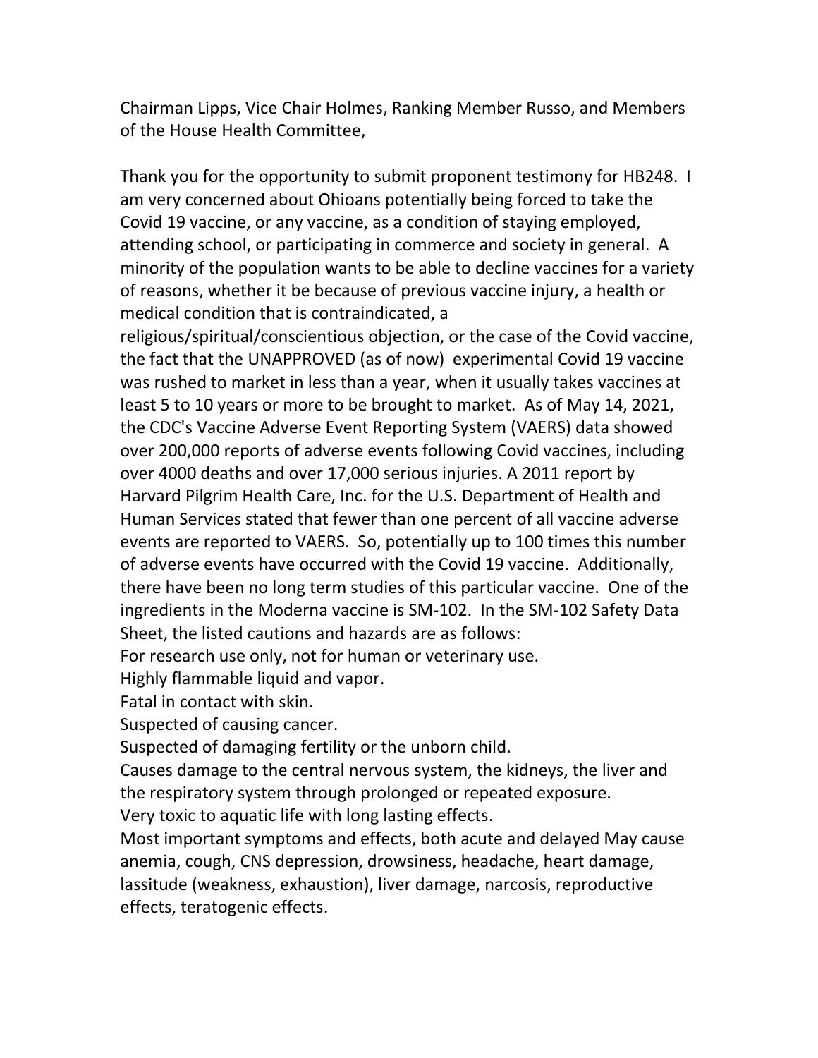Chairman Lipps, Vice Chair Holmes, Ranking Member Russo, and Members of the House Health Committee,

Thank you for the opportunity to submit proponent testimony for HB248. I am very concerned about Ohioans potentially being forced to take the Covid 19 vaccine, or any vaccine, as a condition of staying employed, attending school, or participating in commerce and society in general. A minority of the population wants to be able to decline vaccines for a variety of reasons, whether it be because of previous vaccine injury, a health or medical condition that is contraindicated, a religious/spiritual/conscientious objection, or the case of the Covid vaccine, the fact that the UNAPPROVED (as of now) experimental Covid 19 vaccine was rushed to market in less than a year, when it usually takes vaccines at least 5 to 10 years or more to be brought to market. As of May 14, 2021, the CDC's Vaccine Adverse Event Reporting System (VAERS) data showed over 200,000 reports of adverse events following Covid vaccines, including over 4000 deaths and over 17,000 serious injuries. A 2011 report by Harvard Pilgrim Health Care, Inc. for the U.S. Department of Health and Human Services stated that fewer than one percent of all vaccine adverse events are reported to VAERS. So, potentially up to 100 times this number of adverse events have occurred with the Covid 19 vaccine. Additionally, there have been no long term studies of this particular vaccine. One of the ingredients in the Moderna vaccine is SM-102. In the SM-102 Safety Data Sheet, the listed cautions and hazards are as follows:

For research use only, not for human or veterinary use.
Highly flammable liquid and vapor.
Fatal in contact with skin.
Suspected of causing cancer.
Suspected of damaging fertility or the unborn child.
Causes damage to the central nervous system, the kidneys, the liver and the respiratory system through prolonged or repeated exposure.
Very toxic to aquatic life with long lasting effects.
Most important symptoms and effects, both acute and delayed May cause anemia, cough, CNS depression, drowsiness, headache, heart damage, lassitude (weakness, exhaustion), liver damage, narcosis, reproductive effects, teratogenic effects.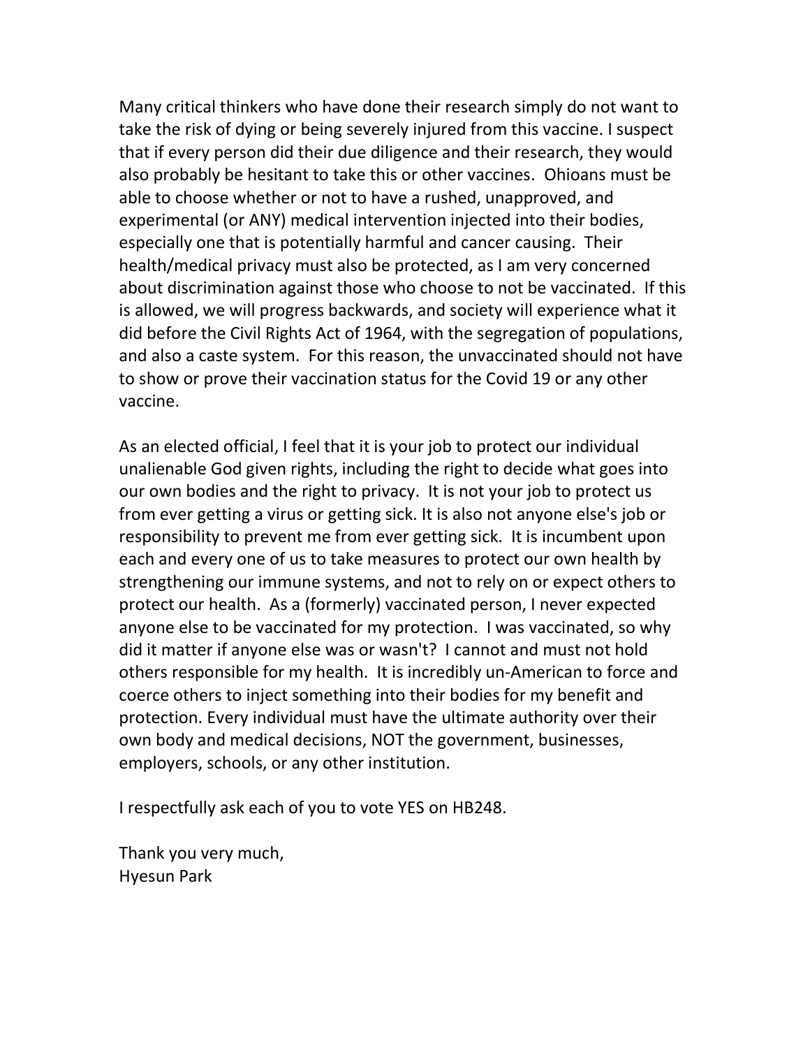Many critical thinkers who have done their research simply do not want to take the risk of dying or being severely injured from this vaccine. I suspect that if every person did their due diligence and their research, they would also probably be hesitant to take this or other vaccines. Ohioans must be able to choose whether or not to have a rushed, unapproved, and experimental (or ANY) medical intervention injected into their bodies, especially one that is potentially harmful and cancer causing. Their health/medical privacy must also be protected, as I am very concerned about discrimination against those who choose to not be vaccinated. If this is allowed, we will progress backwards, and society will experience what it did before the Civil Rights Act of 1964, with the segregation of populations, and also a caste system. For this reason, the unvaccinated should not have to show or prove their vaccination status for the Covid 19 or any other vaccine.

As an elected official, I feel that it is your job to protect our individual unalienable God given rights, including the right to decide what goes into our own bodies and the right to privacy. It is not your job to protect us from ever getting a virus or getting sick. It is also not anyone else's job or responsibility to prevent me from ever getting sick. It is incumbent upon each and every one of us to take measures to protect our own health by strengthening our immune systems, and not to rely on or expect others to protect our health. As a (formerly) vaccinated person, I never expected anyone else to be vaccinated for my protection. I was vaccinated, so why did it matter if anyone else was or wasn't? I cannot and must not hold others responsible for my health. It is incredibly un-American to force and coerce others to inject something into their bodies for my benefit and protection. Every individual must have the ultimate authority over their own body and medical decisions, NOT the government, businesses, employers, schools, or any other institution.

I respectfully ask each of you to vote YES on HB248.

Thank you very much,
Hyesun Park